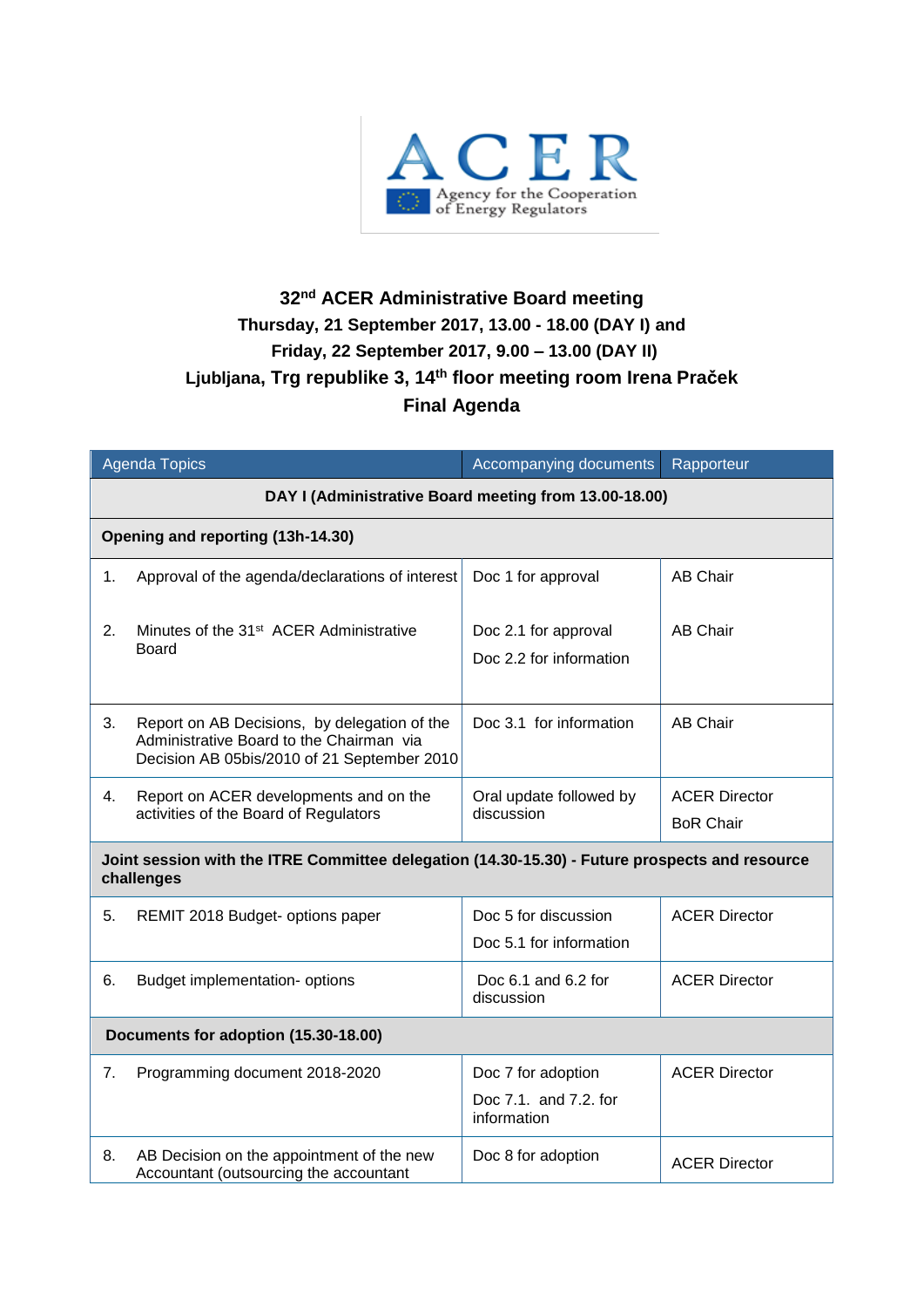ACER

Agency for the Cooperation of Energy Regulators

# 32nd ACER Administrative Board meeting

**Thursday, 21 September 2017, 13.00 - 18.00 (DAY I) and**
**Friday, 22 September 2017, 9.00 – 13.00 (DAY II)**
**Ljubljana, Trg republike 3, 14th floor meeting room Irena Praček**
**Final Agenda**

| Agenda Topics | Accompanying documents | Rapporteur |
|---|---|---|
| **DAY I (Administrative Board meeting from 13.00-18.00)** | | |
| **Opening and reporting (13h-14.30)** | | |
| 1. Approval of the agenda/declarations of interest | Doc 1 for approval | AB Chair |
| 2. Minutes of the 31st ACER Administrative Board | Doc 2.1 for approval<br>Doc 2.2 for information | AB Chair |
| 3. Report on AB Decisions, by delegation of the Administrative Board to the Chairman via Decision AB 05bis/2010 of 21 September 2010 | Doc 3.1 for information | AB Chair |
| 4. Report on ACER developments and on the activities of the Board of Regulators | Oral update followed by discussion | ACER Director<br>BoR Chair |
| **Joint session with the ITRE Committee delegation (14.30-15.30) - Future prospects and resource challenges** | | |
| 5. REMIT 2018 Budget- options paper | Doc 5 for discussion<br>Doc 5.1 for information | ACER Director |
| 6. Budget implementation- options | Doc 6.1 and 6.2 for discussion | ACER Director |
| **Documents for adoption (15.30-18.00)** | | |
| 7. Programming document 2018-2020 | Doc 7 for adoption<br>Doc 7.1. and 7.2. for information | ACER Director |
| 8. AB Decision on the appointment of the new Accountant (outsourcing the accountant | Doc 8 for adoption | ACER Director |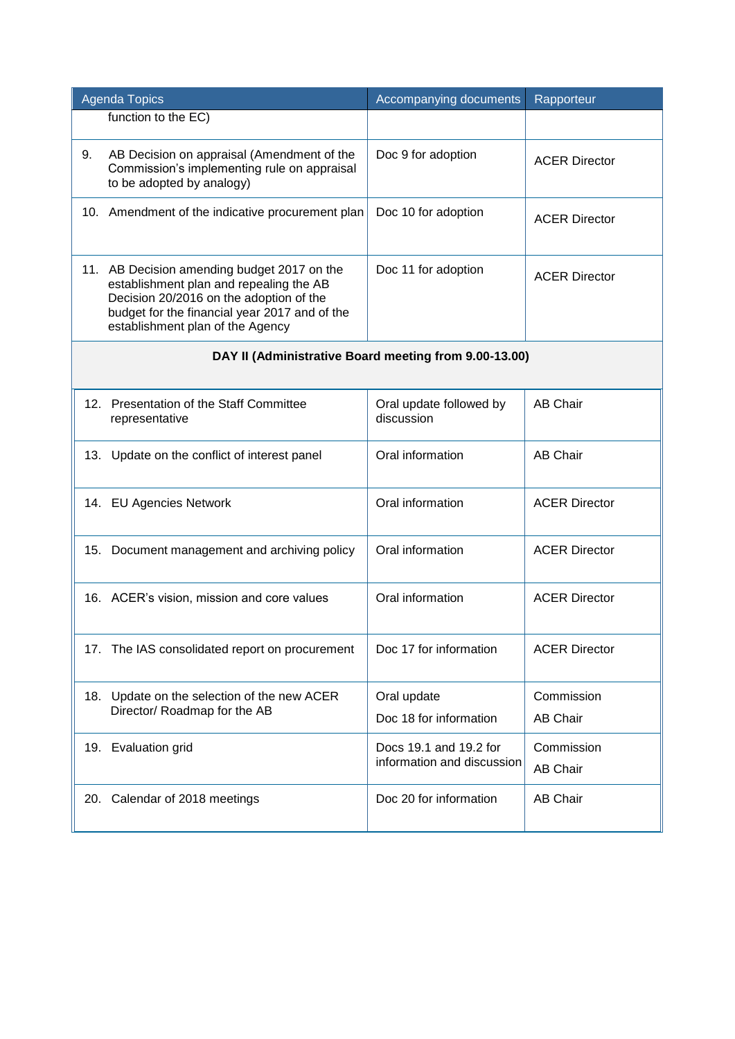| Agenda Topics | Accompanying documents | Rapporteur |
|---|---|---|
| function to the EC) | | |
| 9. AB Decision on appraisal (Amendment of the Commission's implementing rule on appraisal to be adopted by analogy) | Doc 9 for adoption | ACER Director |
| 10. Amendment of the indicative procurement plan | Doc 10 for adoption | ACER Director |
| 11. AB Decision amending budget 2017 on the establishment plan and repealing the AB Decision 20/2016 on the adoption of the budget for the financial year 2017 and of the establishment plan of the Agency | Doc 11 for adoption | ACER Director |
| **DAY II (Administrative Board meeting from 9.00-13.00)** | | |
| 12. Presentation of the Staff Committee representative | Oral update followed by discussion | AB Chair |
| 13. Update on the conflict of interest panel | Oral information | AB Chair |
| 14. EU Agencies Network | Oral information | ACER Director |
| 15. Document management and archiving policy | Oral information | ACER Director |
| 16. ACER's vision, mission and core values | Oral information | ACER Director |
| 17. The IAS consolidated report on procurement | Doc 17 for information | ACER Director |
| 18. Update on the selection of the new ACER Director/ Roadmap for the AB | Oral update<br>Doc 18 for information | Commission<br>AB Chair |
| 19. Evaluation grid | Docs 19.1 and 19.2 for information and discussion | Commission<br>AB Chair |
| 20. Calendar of 2018 meetings | Doc 20 for information | AB Chair |